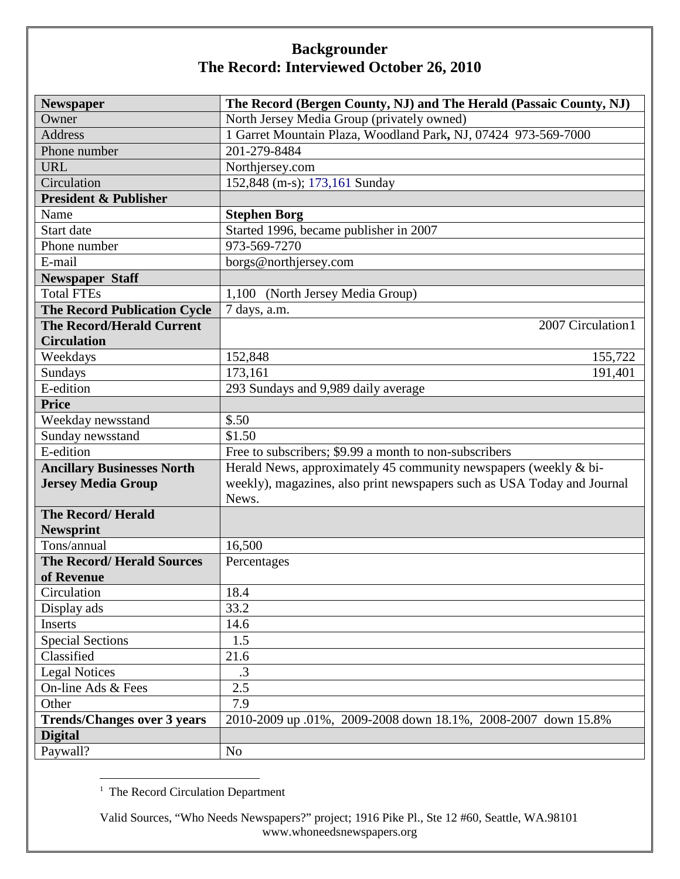# Backgrounder
## The Record: Interviewed October 26, 2010

| Newspaper | The Record (Bergen County, NJ) and The Herald (Passaic County, NJ) | |
|---|---|---|
| Owner | North Jersey Media Group (privately owned) | |
| Address | 1 Garret Mountain Plaza, Woodland Park, NJ, 07424 973-569-7000 | |
| Phone number | 201-279-8484 | |
| URL | Northjersey.com | |
| Circulation | 152,848 (m-s); 173,161 Sunday | |
| **President & Publisher** | | |
| Name | **Stephen Borg** | |
| Start date | Started 1996, became publisher in 2007 | |
| Phone number | 973-569-7270 | |
| E-mail | borgs@northjersey.com | |
| **Newspaper Staff** | | |
| Total FTEs | 1,100 (North Jersey Media Group) | |
| **The Record Publication Cycle** | 7 days, a.m. | |
| **The Record/Herald Current Circulation** | | 2007 Circulation[1] |
| Weekdays | 152,848 | 155,722 |
| Sundays | 173,161 | 191,401 |
| E-edition | 293 Sundays and 9,989 daily average | |
| **Price** | | |
| Weekday newsstand | $.50 | |
| Sunday newsstand | $1.50 | |
| E-edition | Free to subscribers; $9.99 a month to non-subscribers | |
| **Ancillary Businesses North Jersey Media Group** | Herald News, approximately 45 community newspapers (weekly & bi-weekly), magazines, also print newspapers such as USA Today and Journal News. | |
| **The Record/ Herald Newsprint** | | |
| Tons/annual | 16,500 | |
| **The Record/ Herald Sources of Revenue** | Percentages | |
| Circulation | 18.4 | |
| Display ads | 33.2 | |
| Inserts | 14.6 | |
| Special Sections | 1.5 | |
| Classified | 21.6 | |
| Legal Notices | .3 | |
| On-line Ads & Fees | 2.5 | |
| Other | 7.9 | |
| **Trends/Changes over 3 years** | 2010-2009 up .01%, 2009-2008 down 18.1%, 2008-2007 down 15.8% | |
| **Digital** | | |
| Paywall? | No | |

[1] The Record Circulation Department

Valid Sources, "Who Needs Newspapers?" project; 1916 Pike Pl., Ste 12 #60, Seattle, WA.98101
www.whoneedsnewspapers.org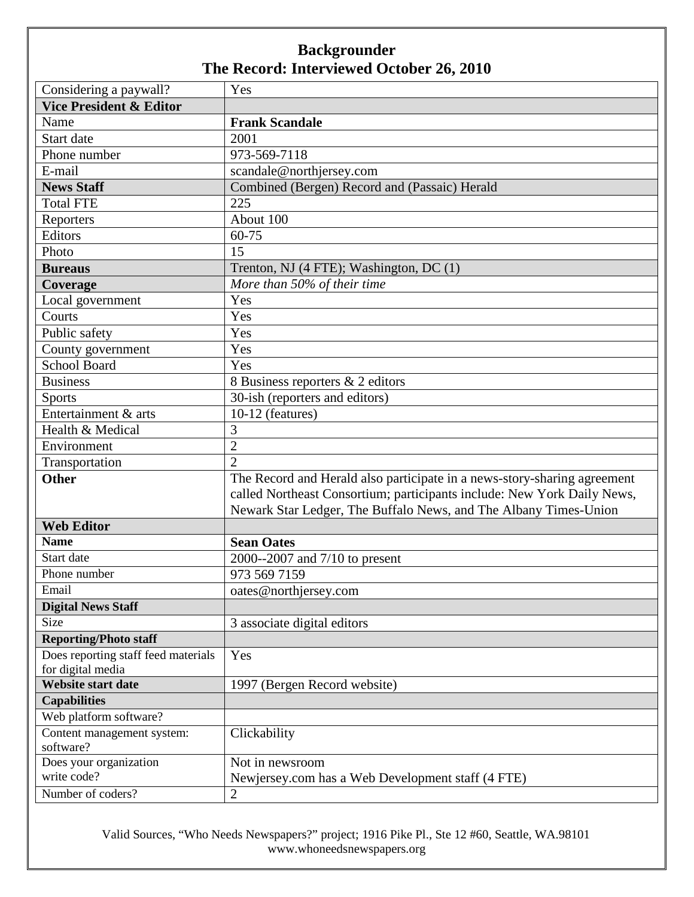# Backgrounder
## The Record: Interviewed October 26, 2010

| Considering a paywall? | Yes |
|---|---|
| **Vice President & Editor** | |
| Name | **Frank Scandale** |
| Start date | 2001 |
| Phone number | 973-569-7118 |
| E-mail | scandale@northjersey.com |
| **News Staff** | Combined (Bergen) Record and (Passaic) Herald |
| Total FTE | 225 |
| Reporters | About 100 |
| Editors | 60-75 |
| Photo | 15 |
| **Bureaus** | Trenton, NJ (4 FTE); Washington, DC (1) |
| **Coverage** | *More than 50% of their time* |
| Local government | Yes |
| Courts | Yes |
| Public safety | Yes |
| County government | Yes |
| School Board | Yes |
| Business | 8 Business reporters & 2 editors |
| Sports | 30-ish (reporters and editors) |
| Entertainment & arts | 10-12 (features) |
| Health & Medical | 3 |
| Environment | 2 |
| Transportation | 2 |
| **Other** | The Record and Herald also participate in a news-story-sharing agreement called Northeast Consortium; participants include: New York Daily News, Newark Star Ledger, The Buffalo News, and The Albany Times-Union |
| **Web Editor** | |
| **Name** | **Sean Oates** |
| Start date | 2000--2007 and 7/10 to present |
| Phone number | 973 569 7159 |
| Email | oates@northjersey.com |
| **Digital News Staff** | |
| Size | 3 associate digital editors |
| **Reporting/Photo staff** | |
| Does reporting staff feed materials for digital media | Yes |
| **Website start date** | 1997 (Bergen Record website) |
| **Capabilities** | |
| Web platform software? | |
| Content management system: software? | Clickability |
| Does your organization write code? | Not in newsroom<br>Newjersey.com has a Web Development staff (4 FTE) |
| Number of coders? | 2 |

Valid Sources, "Who Needs Newspapers?" project; 1916 Pike Pl., Ste 12 #60, Seattle, WA.98101
www.whoneedsnewspapers.org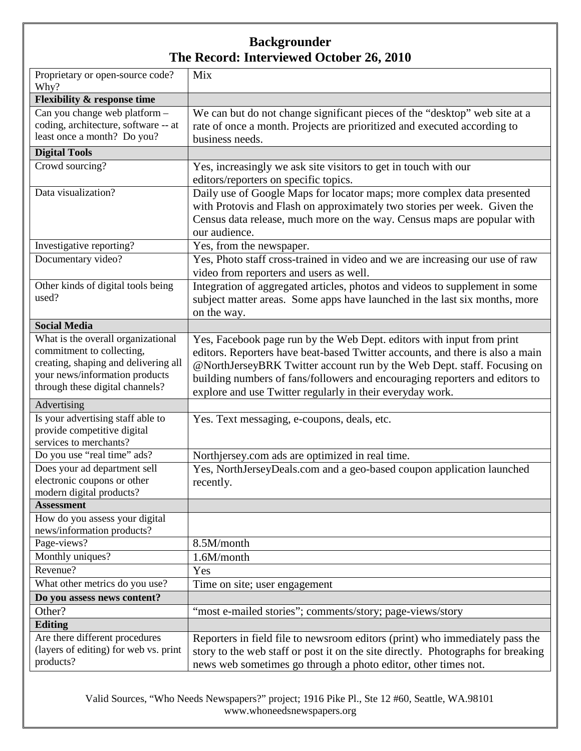# Backgrounder
## The Record: Interviewed October 26, 2010

| | |
|---|---|
| Proprietary or open-source code? Why? | Mix |
| **Flexibility & response time** | |
| Can you change web platform – coding, architecture, software -- at least once a month? Do you? | We can but do not change significant pieces of the "desktop" web site at a rate of once a month. Projects are prioritized and executed according to business needs. |
| **Digital Tools** | |
| Crowd sourcing? | Yes, increasingly we ask site visitors to get in touch with our editors/reporters on specific topics. |
| Data visualization? | Daily use of Google Maps for locator maps; more complex data presented with Protovis and Flash on approximately two stories per week. Given the Census data release, much more on the way. Census maps are popular with our audience. |
| Investigative reporting? | Yes, from the newspaper. |
| Documentary video? | Yes, Photo staff cross-trained in video and we are increasing our use of raw video from reporters and users as well. |
| Other kinds of digital tools being used? | Integration of aggregated articles, photos and videos to supplement in some subject matter areas. Some apps have launched in the last six months, more on the way. |
| **Social Media** | |
| What is the overall organizational commitment to collecting, creating, shaping and delivering all your news/information products through these digital channels? | Yes, Facebook page run by the Web Dept. editors with input from print editors. Reporters have beat-based Twitter accounts, and there is also a main @NorthJerseyBRK Twitter account run by the Web Dept. staff. Focusing on building numbers of fans/followers and encouraging reporters and editors to explore and use Twitter regularly in their everyday work. |
| Advertising | |
| Is your advertising staff able to provide competitive digital services to merchants? | Yes. Text messaging, e-coupons, deals, etc. |
| Do you use "real time" ads? | Northjersey.com ads are optimized in real time. |
| Does your ad department sell electronic coupons or other modern digital products? | Yes, NorthJerseyDeals.com and a geo-based coupon application launched recently. |
| **Assessment** | |
| How do you assess your digital news/information products? | |
| Page-views? | 8.5M/month |
| Monthly uniques? | 1.6M/month |
| Revenue? | Yes |
| What other metrics do you use? | Time on site; user engagement |
| **Do you assess news content?** | |
| Other? | "most e-mailed stories"; comments/story; page-views/story |
| **Editing** | |
| Are there different procedures (layers of editing) for web vs. print products? | Reporters in field file to newsroom editors (print) who immediately pass the story to the web staff or post it on the site directly. Photographs for breaking news web sometimes go through a photo editor, other times not. |

Valid Sources, "Who Needs Newspapers?" project; 1916 Pike Pl., Ste 12 #60, Seattle, WA.98101
www.whoneedsnewspapers.org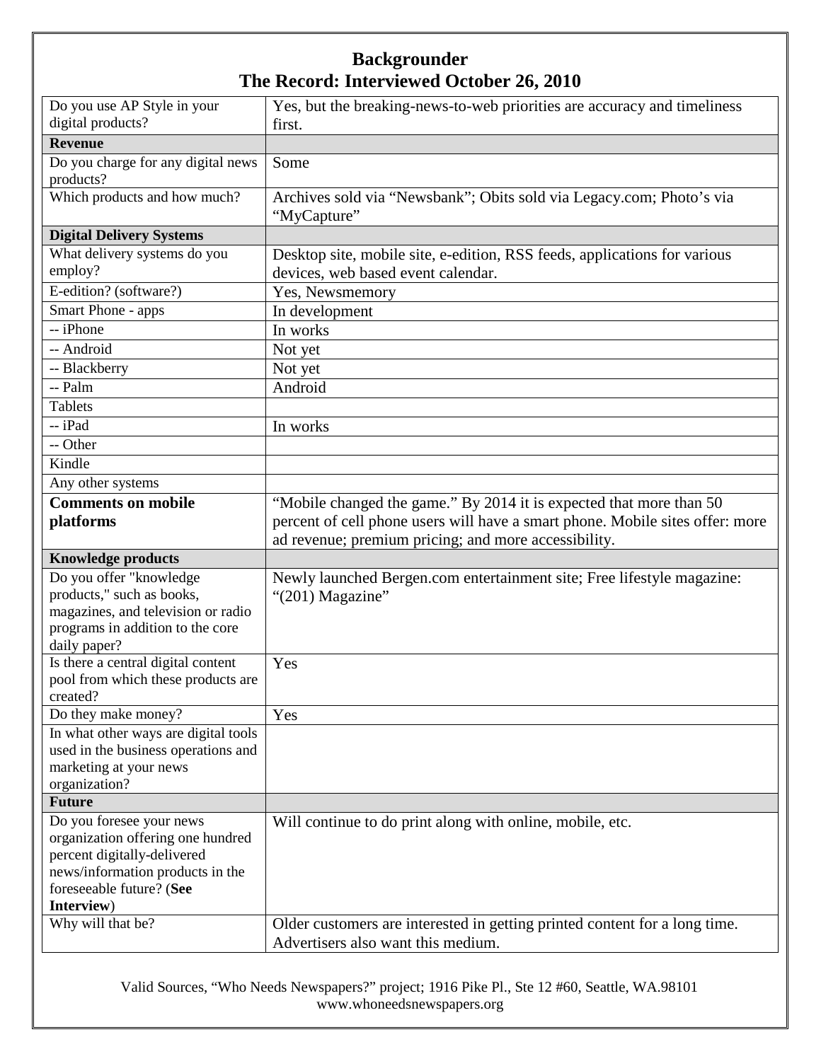# Backgrounder
## The Record: Interviewed October 26, 2010

| | |
|---|---|
| Do you use AP Style in your digital products? | Yes, but the breaking-news-to-web priorities are accuracy and timeliness first. |
| **Revenue** | |
| Do you charge for any digital news products? | Some |
| Which products and how much? | Archives sold via "Newsbank"; Obits sold via Legacy.com; Photo's via "MyCapture" |
| **Digital Delivery Systems** | |
| What delivery systems do you employ? | Desktop site, mobile site, e-edition, RSS feeds, applications for various devices, web based event calendar. |
| E-edition? (software?) | Yes, Newsmemory |
| Smart Phone - apps | In development |
| -- iPhone | In works |
| -- Android | Not yet |
| -- Blackberry | Not yet |
| -- Palm | Android |
| Tablets | |
| -- iPad | In works |
| -- Other | |
| Kindle | |
| Any other systems | |
| **Comments on mobile platforms** | "Mobile changed the game." By 2014 it is expected that more than 50 percent of cell phone users will have a smart phone. Mobile sites offer: more ad revenue; premium pricing; and more accessibility. |
| **Knowledge products** | |
| Do you offer "knowledge products," such as books, magazines, and television or radio programs in addition to the core daily paper? | Newly launched Bergen.com entertainment site; Free lifestyle magazine: "(201) Magazine" |
| Is there a central digital content pool from which these products are created? | Yes |
| Do they make money? | Yes |
| In what other ways are digital tools used in the business operations and marketing at your news organization? | |
| **Future** | |
| Do you foresee your news organization offering one hundred percent digitally-delivered news/information products in the foreseeable future? (**See Interview**) | Will continue to do print along with online, mobile, etc. |
| Why will that be? | Older customers are interested in getting printed content for a long time. Advertisers also want this medium. |

Valid Sources, "Who Needs Newspapers?" project; 1916 Pike Pl., Ste 12 #60, Seattle, WA.98101
www.whoneedsnewspapers.org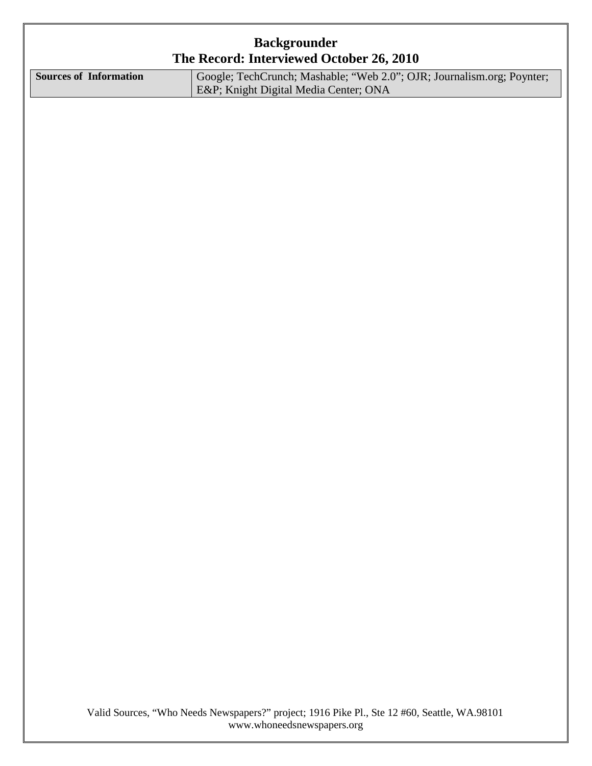| | |
|---|---|
| **Sources of Information** | Google; TechCrunch; Mashable; "Web 2.0"; OJR; Journalism.org; Poynter; E&P; Knight Digital Media Center; ONA |